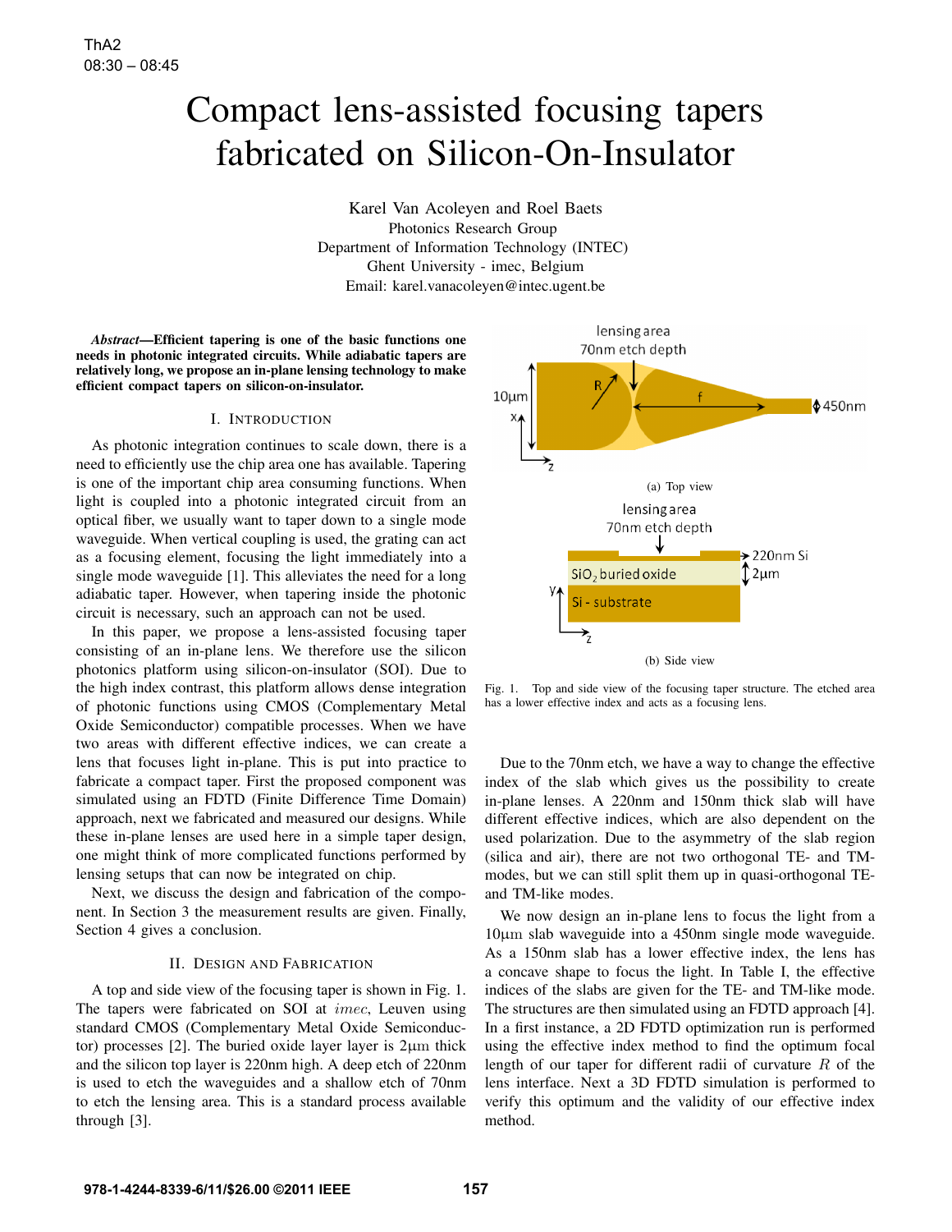# Compact lens-assisted focusing tapers fabricated on Silicon-On-Insulator

Karel Van Acoleyen and Roel Baets
Photonics Research Group
Department of Information Technology (INTEC)
Ghent University - imec, Belgium
Email: karel.vanacoleyen@intec.ugent.be

***Abstract*—Efficient tapering is one of the basic functions one needs in photonic integrated circuits. While adiabatic tapers are relatively long, we propose an in-plane lensing technology to make efficient compact tapers on silicon-on-insulator.**

## I. Introduction

As photonic integration continues to scale down, there is a need to efficiently use the chip area one has available. Tapering is one of the important chip area consuming functions. When light is coupled into a photonic integrated circuit from an optical fiber, we usually want to taper down to a single mode waveguide. When vertical coupling is used, the grating can act as a focusing element, focusing the light immediately into a single mode waveguide [1]. This alleviates the need for a long adiabatic taper. However, when tapering inside the photonic circuit is necessary, such an approach can not be used.

In this paper, we propose a lens-assisted focusing taper consisting of an in-plane lens. We therefore use the silicon photonics platform using silicon-on-insulator (SOI). Due to the high index contrast, this platform allows dense integration of photonic functions using CMOS (Complementary Metal Oxide Semiconductor) compatible processes. When we have two areas with different effective indices, we can create a lens that focuses light in-plane. This is put into practice to fabricate a compact taper. First the proposed component was simulated using an FDTD (Finite Difference Time Domain) approach, next we fabricated and measured our designs. While these in-plane lenses are used here in a simple taper design, one might think of more complicated functions performed by lensing setups that can now be integrated on chip.

Next, we discuss the design and fabrication of the component. In Section 3 the measurement results are given. Finally, Section 4 gives a conclusion.

## II. Design and Fabrication

A top and side view of the focusing taper is shown in Fig. 1. The tapers were fabricated on SOI at *imec*, Leuven using standard CMOS (Complementary Metal Oxide Semiconductor) processes [2]. The buried oxide layer layer is 2µm thick and the silicon top layer is 220nm high. A deep etch of 220nm is used to etch the waveguides and a shallow etch of 70nm to etch the lensing area. This is a standard process available through [3].

lensing area
70nm etch depth
10µm
R
f
450nm
x
z

(a) Top view

lensing area
70nm etch depth
220nm Si
$SiO_2$ buried oxide
2µm
Si - substrate
y
z

(b) Side view

Fig. 1. Top and side view of the focusing taper structure. The etched area has a lower effective index and acts as a focusing lens.

Due to the 70nm etch, we have a way to change the effective index of the slab which gives us the possibility to create in-plane lenses. A 220nm and 150nm thick slab will have different effective indices, which are also dependent on the used polarization. Due to the asymmetry of the slab region (silica and air), there are not two orthogonal TE- and TM-modes, but we can still split them up in quasi-orthogonal TE- and TM-like modes.

We now design an in-plane lens to focus the light from a 10µm slab waveguide into a 450nm single mode waveguide. As a 150nm slab has a lower effective index, the lens has a concave shape to focus the light. In Table I, the effective indices of the slabs are given for the TE- and TM-like mode. The structures are then simulated using an FDTD approach [4]. In a first instance, a 2D FDTD optimization run is performed using the effective index method to find the optimum focal length of our taper for different radii of curvature $R$ of the lens interface. Next a 3D FDTD simulation is performed to verify this optimum and the validity of our effective index method.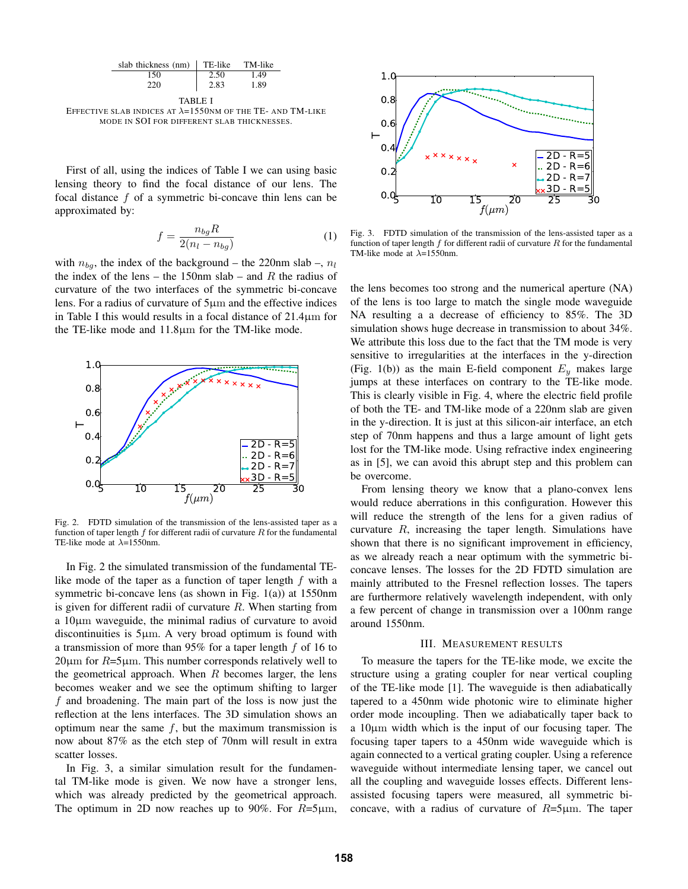| slab thickness (nm) | TE-like | TM-like |
|---|---|---|
| 150 | 2.50 | 1.49 |
| 220 | 2.83 | 1.89 |

TABLE I
EFFECTIVE SLAB INDICES AT $\lambda$=1550NM OF THE TE- AND TM-LIKE MODE IN SOI FOR DIFFERENT SLAB THICKNESSES.

First of all, using the indices of Table I we can using basic lensing theory to find the focal distance of our lens. The focal distance $f$ of a symmetric bi-concave thin lens can be approximated by:

$$f = \frac{n_{bg} R}{2(n_l - n_{bg})} \tag{1}$$

with $n_{bg}$, the index of the background – the 220nm slab –, $n_l$ the index of the lens – the 150nm slab – and $R$ the radius of curvature of the two interfaces of the symmetric bi-concave lens. For a radius of curvature of 5μm and the effective indices in Table I this would results in a focal distance of 21.4μm for the TE-like mode and 11.8μm for the TM-like mode.

1.0
0.8
0.6
0.4
0.2
0.0
T
5 10 15 20 25 30
$f(\mu m)$
2D - R=5
2D - R=6
2D - R=7
3D - R=5

Fig. 2. FDTD simulation of the transmission of the lens-assisted taper as a function of taper length $f$ for different radii of curvature $R$ for the fundamental TE-like mode at $\lambda$=1550nm.

In Fig. 2 the simulated transmission of the fundamental TE-like mode of the taper as a function of taper length $f$ with a symmetric bi-concave lens (as shown in Fig. 1(a)) at 1550nm is given for different radii of curvature $R$. When starting from a 10μm waveguide, the minimal radius of curvature to avoid discontinuities is 5μm. A very broad optimum is found with a transmission of more than 95% for a taper length $f$ of 16 to 20μm for $R$=5μm. This number corresponds relatively well to the geometrical approach. When $R$ becomes larger, the lens becomes weaker and we see the optimum shifting to larger $f$ and broadening. The main part of the loss is now just the reflection at the lens interfaces. The 3D simulation shows an optimum near the same $f$, but the maximum transmission is now about 87% as the etch step of 70nm will result in extra scatter losses.

In Fig. 3, a similar simulation result for the fundamental TM-like mode is given. We now have a stronger lens, which was already predicted by the geometrical approach. The optimum in 2D now reaches up to 90%. For $R$=5μm, the lens becomes too strong and the numerical aperture (NA) of the lens is too large to match the single mode waveguide NA resulting a a decrease of efficiency to 85%. The 3D simulation shows huge decrease in transmission to about 34%. We attribute this loss due to the fact that the TM mode is very sensitive to irregularities at the interfaces in the y-direction (Fig. 1(b)) as the main E-field component $E_y$ makes large jumps at these interfaces on contrary to the TE-like mode. This is clearly visible in Fig. 4, where the electric field profile of both the TE- and TM-like mode of a 220nm slab are given in the y-direction. It is just at this silicon-air interface, an etch step of 70nm happens and thus a large amount of light gets lost for the TM-like mode. Using refractive index engineering as in [5], we can avoid this abrupt step and this problem can be overcome.

1.0
0.8
0.6
0.4
0.2
0.0
T
5 10 15 20 25 30
$f(\mu m)$
2D - R=5
2D - R=6
2D - R=7
3D - R=5

Fig. 3. FDTD simulation of the transmission of the lens-assisted taper as a function of taper length $f$ for different radii of curvature $R$ for the fundamental TM-like mode at $\lambda$=1550nm.

From lensing theory we know that a plano-convex lens would reduce aberrations in this configuration. However this will reduce the strength of the lens for a given radius of curvature $R$, increasing the taper length. Simulations have shown that there is no significant improvement in efficiency, as we already reach a near optimum with the symmetric bi-concave lenses. The losses for the 2D FDTD simulation are mainly attributed to the Fresnel reflection losses. The tapers are furthermore relatively wavelength independent, with only a few percent of change in transmission over a 100nm range around 1550nm.

## III. MEASUREMENT RESULTS

To measure the tapers for the TE-like mode, we excite the structure using a grating coupler for near vertical coupling of the TE-like mode [1]. The waveguide is then adiabatically tapered to a 450nm wide photonic wire to eliminate higher order mode incoupling. Then we adiabatically taper back to a 10μm width which is the input of our focusing taper. The focusing taper tapers to a 450nm wide waveguide which is again connected to a vertical grating coupler. Using a reference waveguide without intermediate lensing taper, we cancel out all the coupling and waveguide losses effects. Different lens-assisted focusing tapers were measured, all symmetric bi-concave, with a radius of curvature of $R$=5μm. The taper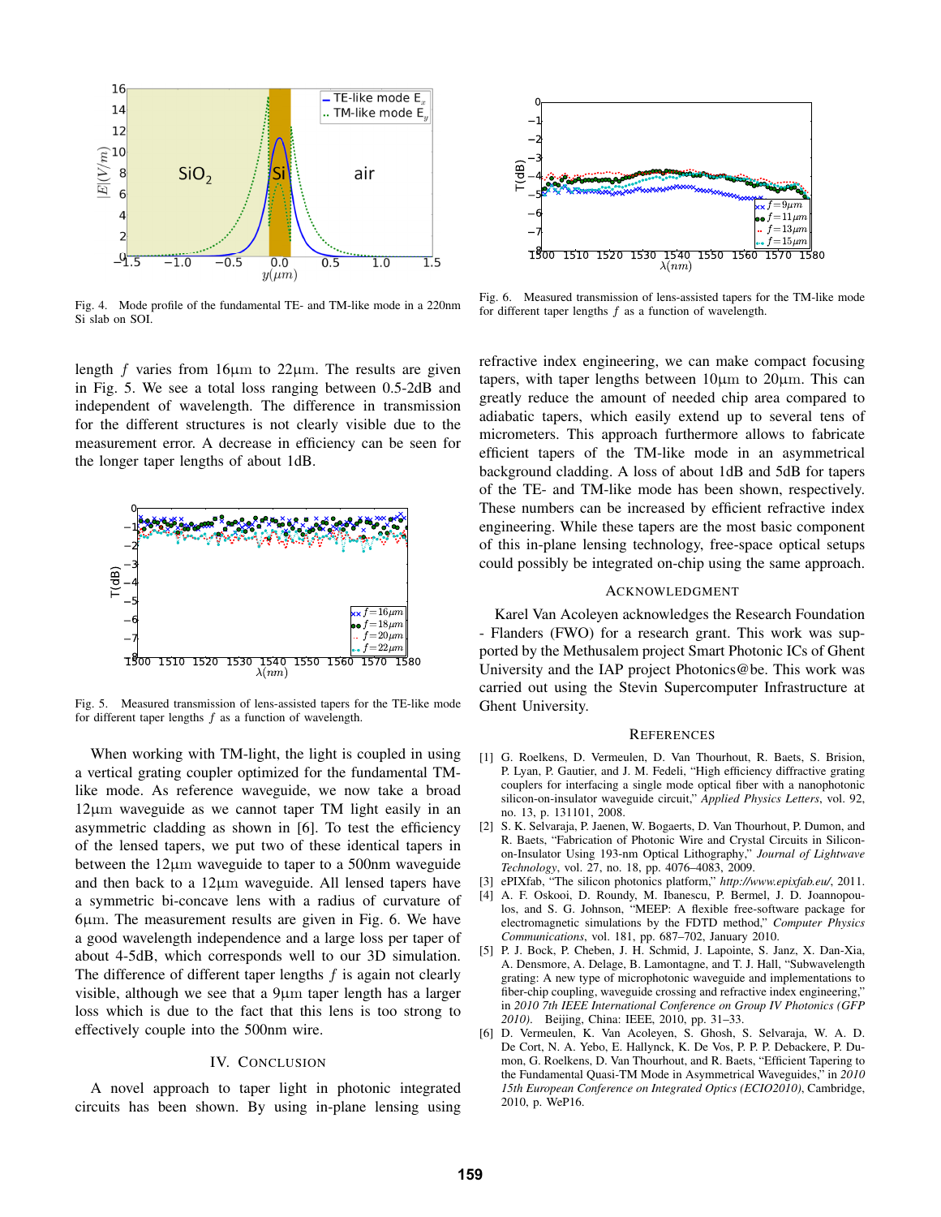SiO$_2$

Si

air

TE-like mode $E_x$

TM-like mode $E_y$

$|E|(V/m)$

16 14 12 10 8 6 4 2 0

−1.5 −1.0 −0.5 0.0 0.5 1.0 1.5

$y(\mu m)$

Fig. 4. Mode profile of the fundamental TE- and TM-like mode in a 220nm Si slab on SOI.

T(dB)

0 −1 −2 −3 −4 −5 −6 −7 −8

1500 1510 1520 1530 1540 1550 1560 1570 1580

$\lambda(nm)$

$f = 9\mu m$

$f = 11\mu m$

$f = 13\mu m$

$f = 15\mu m$

Fig. 6. Measured transmission of lens-assisted tapers for the TM-like mode for different taper lengths $f$ as a function of wavelength.

length $f$ varies from 16μm to 22μm. The results are given in Fig. 5. We see a total loss ranging between 0.5-2dB and independent of wavelength. The difference in transmission for the different structures is not clearly visible due to the measurement error. A decrease in efficiency can be seen for the longer taper lengths of about 1dB.

T(dB)

0 −1 −2 −3 −4 −5 −6 −7 −8

1500 1510 1520 1530 1540 1550 1560 1570 1580

$\lambda(nm)$

$f = 16\mu m$

$f = 18\mu m$

$f = 20\mu m$

$f = 22\mu m$

Fig. 5. Measured transmission of lens-assisted tapers for the TE-like mode for different taper lengths $f$ as a function of wavelength.

When working with TM-light, the light is coupled in using a vertical grating coupler optimized for the fundamental TM-like mode. As reference waveguide, we now take a broad 12μm waveguide as we cannot taper TM light easily in an asymmetric cladding as shown in [6]. To test the efficiency of the lensed tapers, we put two of these identical tapers in between the 12μm waveguide to taper to a 500nm waveguide and then back to a 12μm waveguide. All lensed tapers have a symmetric bi-concave lens with a radius of curvature of 6μm. The measurement results are given in Fig. 6. We have a good wavelength independence and a large loss per taper of about 4-5dB, which corresponds well to our 3D simulation. The difference of different taper lengths $f$ is again not clearly visible, although we see that a 9μm taper length has a larger loss which is due to the fact that this lens is too strong to effectively couple into the 500nm wire.

## IV. Conclusion

A novel approach to taper light in photonic integrated circuits has been shown. By using in-plane lensing using refractive index engineering, we can make compact focusing tapers, with taper lengths between 10μm to 20μm. This can greatly reduce the amount of needed chip area compared to adiabatic tapers, which easily extend up to several tens of micrometers. This approach furthermore allows to fabricate efficient tapers of the TM-like mode in an asymmetrical background cladding. A loss of about 1dB and 5dB for tapers of the TE- and TM-like mode has been shown, respectively. These numbers can be increased by efficient refractive index engineering. While these tapers are the most basic component of this in-plane lensing technology, free-space optical setups could possibly be integrated on-chip using the same approach.

## Acknowledgment

Karel Van Acoleyen acknowledges the Research Foundation - Flanders (FWO) for a research grant. This work was supported by the Methusalem project Smart Photonic ICs of Ghent University and the IAP project Photonics@be. This work was carried out using the Stevin Supercomputer Infrastructure at Ghent University.

## References

[1] G. Roelkens, D. Vermeulen, D. Van Thourhout, R. Baets, S. Brision, P. Lyan, P. Gautier, and J. M. Fedeli, "High efficiency diffractive grating couplers for interfacing a single mode optical fiber with a nanophotonic silicon-on-insulator waveguide circuit," *Applied Physics Letters*, vol. 92, no. 13, p. 131101, 2008.

[2] S. K. Selvaraja, P. Jaenen, W. Bogaerts, D. Van Thourhout, P. Dumon, and R. Baets, "Fabrication of Photonic Wire and Crystal Circuits in Silicon-on-Insulator Using 193-nm Optical Lithography," *Journal of Lightwave Technology*, vol. 27, no. 18, pp. 4076–4083, 2009.

[3] ePIXfab, "The silicon photonics platform," *http://www.epixfab.eu/*, 2011.

[4] A. F. Oskooi, D. Roundy, M. Ibanescu, P. Bermel, J. D. Joannopoulos, and S. G. Johnson, "MEEP: A flexible free-software package for electromagnetic simulations by the FDTD method," *Computer Physics Communications*, vol. 181, pp. 687–702, January 2010.

[5] P. J. Bock, P. Cheben, J. H. Schmid, J. Lapointe, S. Janz, X. Dan-Xia, A. Densmore, A. Delage, B. Lamontagne, and T. J. Hall, "Subwavelength grating: A new type of microphotonic waveguide and implementations to fiber-chip coupling, waveguide crossing and refractive index engineering," in *2010 7th IEEE International Conference on Group IV Photonics (GFP 2010)*. Beijing, China: IEEE, 2010, pp. 31–33.

[6] D. Vermeulen, K. Van Acoleyen, S. Ghosh, S. Selvaraja, W. A. D. De Cort, N. A. Yebo, E. Hallynck, K. De Vos, P. P. P. Debackere, P. Dumon, G. Roelkens, D. Van Thourhout, and R. Baets, "Efficient Tapering to the Fundamental Quasi-TM Mode in Asymmetrical Waveguides," in *2010 15th European Conference on Integrated Optics (ECIO2010)*, Cambridge, 2010, p. WeP16.